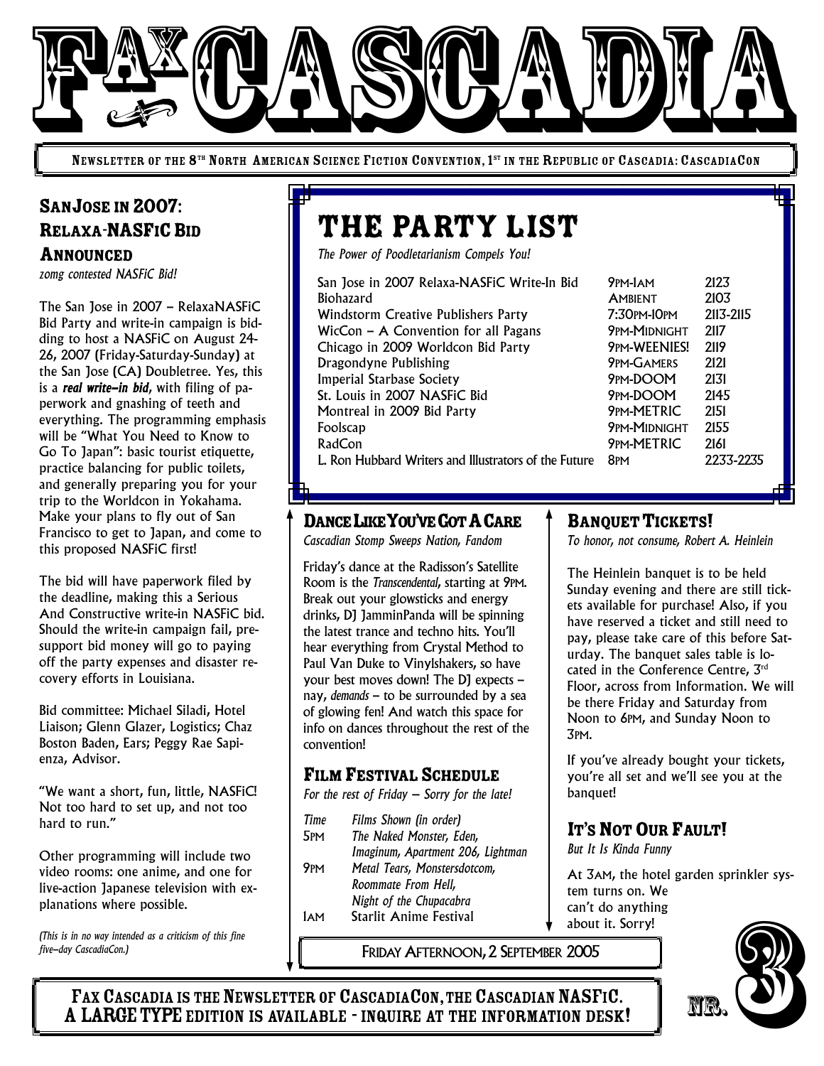# FAX CASCADIA

**Newsletter of the 8th North American Science Fiction Convention, 1st in the Republic of Cascadia: CascadiaCon**

## SanJose in 2007: Relaxa-NASFiC Bid Announced

*zomg contested NASFiC Bid!*

The San Jose in 2007 – RelaxaNASFiC Bid Party and write-in campaign is bidding to host a NASFiC on August 24-26, 2007 (Friday-Saturday-Sunday) at the San Jose (CA) Doubletree. Yes, this is a ***real write-in bid***, with filing of paperwork and gnashing of teeth and everything. The programming emphasis will be "What You Need to Know to Go To Japan": basic tourist etiquette, practice balancing for public toilets, and generally preparing you for your trip to the Worldcon in Yokahama. Make your plans to fly out of San Francisco to get to Japan, and come to this proposed NASFiC first!

The bid will have paperwork filed by the deadline, making this a Serious And Constructive write-in NASFiC bid. Should the write-in campaign fail, pre-support bid money will go to paying off the party expenses and disaster recovery efforts in Louisiana.

Bid committee: Michael Siladi, Hotel Liaison; Glenn Glazer, Logistics; Chaz Boston Baden, Ears; Peggy Rae Sapienza, Advisor.

"We want a short, fun, little, NASFiC! Not too hard to set up, and not too hard to run."

Other programming will include two video rooms: one anime, and one for live-action Japanese television with explanations where possible.

*(This is in no way intended as a criticism of this fine five-day CascadiaCon.)*

## The Party List

*The Power of Poodletarianism Compels You!*

| Party | Time | Room |
|---|---|---|
| San Jose in 2007 Relaxa-NASFiC Write-In Bid | 9PM-1AM | 2123 |
| Biohazard | AMBIENT | 2103 |
| Windstorm Creative Publishers Party | 7:30PM-10PM | 2113-2115 |
| WicCon – A Convention for all Pagans | 9PM-MIDNIGHT | 2117 |
| Chicago in 2009 Worldcon Bid Party | 9PM-WEENIES! | 2119 |
| Dragondyne Publishing | 9PM-GAMERS | 2121 |
| Imperial Starbase Society | 9PM-DOOM | 2131 |
| St. Louis in 2007 NASFiC Bid | 9PM-DOOM | 2145 |
| Montreal in 2009 Bid Party | 9PM-METRIC | 2151 |
| Foolscap | 9PM-MIDNIGHT | 2155 |
| RadCon | 9PM-METRIC | 2161 |
| L. Ron Hubbard Writers and Illustrators of the Future | 8PM | 2233-2235 |

## Dance Like You've Got A Care

*Cascadian Stomp Sweeps Nation, Fandom*

Friday's dance at the Radisson's Satellite Room is the *Transcendental*, starting at 9PM. Break out your glowsticks and energy drinks, DJ JamminPanda will be spinning the latest trance and techno hits. You'll hear everything from Crystal Method to Paul Van Duke to Vinylshakers, so have your best moves down! The DJ expects – nay, *demands* – to be surrounded by a sea of glowing fen! And watch this space for info on dances throughout the rest of the convention!

## Film Festival Schedule

*For the rest of Friday – Sorry for the late!*

| *Time* | *Films Shown (in order)* |
|---|---|
| 5PM | *The Naked Monster, Eden, Imaginum, Apartment 206, Lightman* |
| 9PM | *Metal Tears, Monstersdotcom, Roommate From Hell, Night of the Chupacabra* |
| 1AM | Starlit Anime Festival |

## Banquet Tickets!

*To honor, not consume, Robert A. Heinlein*

The Heinlein banquet is to be held Sunday evening and there are still tickets available for purchase! Also, if you have reserved a ticket and still need to pay, please take care of this before Saturday. The banquet sales table is located in the Conference Centre, 3rd Floor, across from Information. We will be there Friday and Saturday from Noon to 6PM, and Sunday Noon to 3PM.

If you've already bought your tickets, you're all set and we'll see you at the banquet!

## It's Not Our Fault!

*But It Is Kinda Funny*

At 3AM, the hotel garden sprinkler system turns on. We can't do anything about it. Sorry!

Friday Afternoon, 2 September 2005

Nr. 3

**Fax Cascadia is the Newsletter of CascadiaCon, the Cascadian NASFiC. A LARGE TYPE edition is available - inquire at the information desk!**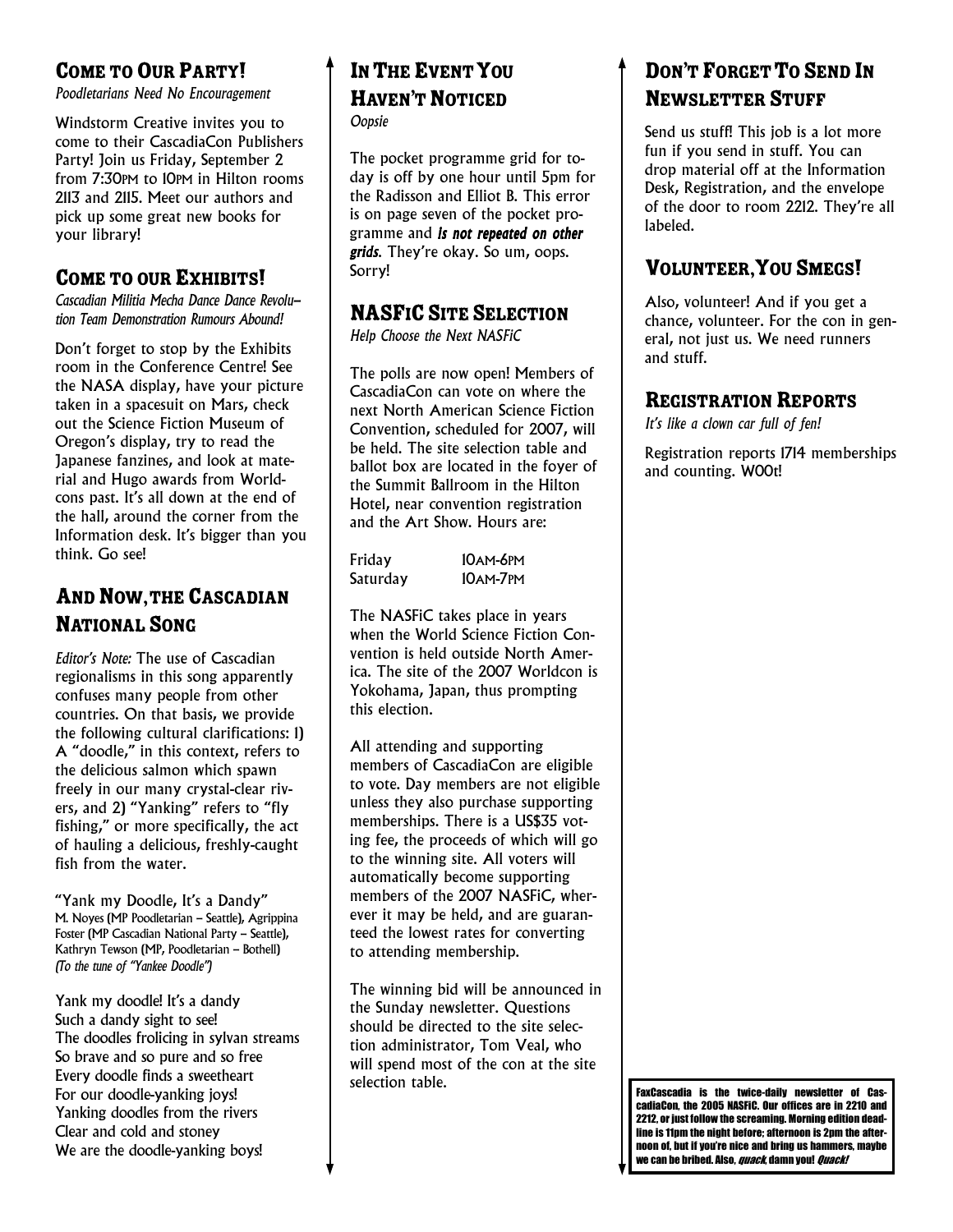## Come to Our Party!

*Poodletarians Need No Encouragement*

Windstorm Creative invites you to come to their CascadiaCon Publishers Party! Join us Friday, September 2 from 7:30PM to 10PM in Hilton rooms 2113 and 2115. Meet our authors and pick up some great new books for your library!

## Come to our Exhibits!

*Cascadian Militia Mecha Dance Dance Revolution Team Demonstration Rumours Abound!*

Don't forget to stop by the Exhibits room in the Conference Centre! See the NASA display, have your picture taken in a spacesuit on Mars, check out the Science Fiction Museum of Oregon's display, try to read the Japanese fanzines, and look at material and Hugo awards from Worldcons past. It's all down at the end of the hall, around the corner from the Information desk. It's bigger than you think. Go see!

## And Now, the Cascadian National Song

*Editor's Note:* The use of Cascadian regionalisms in this song apparently confuses many people from other countries. On that basis, we provide the following cultural clarifications: 1) A "doodle," in this context, refers to the delicious salmon which spawn freely in our many crystal-clear rivers, and 2) "Yanking" refers to "fly fishing," or more specifically, the act of hauling a delicious, freshly-caught fish from the water.

"Yank my Doodle, It's a Dandy"
M. Noyes (MP Poodletarian – Seattle), Agrippina Foster (MP Cascadian National Party – Seattle), Kathryn Tewson (MP, Poodletarian – Bothell)
*(To the tune of "Yankee Doodle")*

Yank my doodle! It's a dandy
Such a dandy sight to see!
The doodles frolicing in sylvan streams
So brave and so pure and so free
Every doodle finds a sweetheart
For our doodle-yanking joys!
Yanking doodles from the rivers
Clear and cold and stoney
We are the doodle-yanking boys!

## In The Event You Haven't Noticed

*Oopsie*

The pocket programme grid for today is off by one hour until 5pm for the Radisson and Elliot B. This error is on page seven of the pocket programme and ***is not repeated on other grids***. They're okay. So um, oops. Sorry!

## NASFiC Site Selection

*Help Choose the Next NASFiC*

The polls are now open! Members of CascadiaCon can vote on where the next North American Science Fiction Convention, scheduled for 2007, will be held. The site selection table and ballot box are located in the foyer of the Summit Ballroom in the Hilton Hotel, near convention registration and the Art Show. Hours are:

| | |
|---|---|
| Friday | 10AM-6PM |
| Saturday | 10AM-7PM |

The NASFiC takes place in years when the World Science Fiction Convention is held outside North America. The site of the 2007 Worldcon is Yokohama, Japan, thus prompting this election.

All attending and supporting members of CascadiaCon are eligible to vote. Day members are not eligible unless they also purchase supporting memberships. There is a US$35 voting fee, the proceeds of which will go to the winning site. All voters will automatically become supporting members of the 2007 NASFiC, wherever it may be held, and are guaranteed the lowest rates for converting to attending membership.

The winning bid will be announced in the Sunday newsletter. Questions should be directed to the site selection administrator, Tom Veal, who will spend most of the con at the site selection table.

## Don't Forget To Send In Newsletter Stuff

Send us stuff! This job is a lot more fun if you send in stuff. You can drop material off at the Information Desk, Registration, and the envelope of the door to room 2212. They're all labeled.

## Volunteer, You Smegs!

Also, volunteer! And if you get a chance, volunteer. For the con in general, not just us. We need runners and stuff.

## Registration Reports

*It's like a clown car full of fen!*

Registration reports 1714 memberships and counting. W00t!

**FaxCascadia is the twice-daily newsletter of CascadiaCon, the 2005 NASFiC. Our offices are in 2210 and 2212, or just follow the screaming. Morning edition deadline is 11pm the night before; afternoon is 2pm the afternoon of, but if you're nice and bring us hammers, maybe we can be bribed. Also, *quack*, damn you! *Quack!***